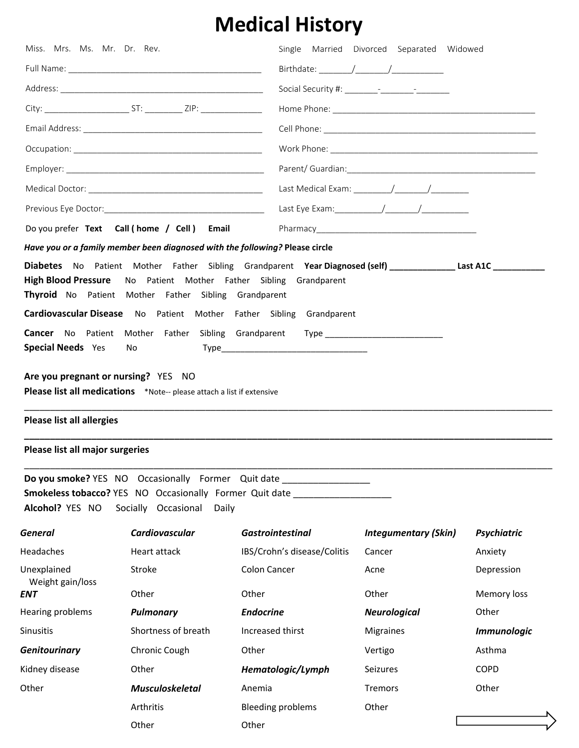# Medical History

Miss. Mrs. Ms. Mr. Dr. Rev.

Single Married Divorced Separated Widowed

Full Name: ________________________________________

Birthdate: _______/_______/___________

Address: ___________________________________________

Social Security #: _______-_______-_______

City: __________________ ST: ________ ZIP: _____________

Home Phone: ______________________________________________

Email Address: ______________________________________

Cell Phone: _______________________________________________

Occupation: ________________________________________

Work Phone: ______________________________________________

Employer: __________________________________________

Parent/ Guardian:___________________________________________

Medical Doctor: _____________________________________

Last Medical Exam: ________/_______/________

Previous Eye Doctor:__________________________________

Last Eye Exam:__________/_______/__________

Do you prefer **Text** **Call ( home / Cell )** **Email**

Pharmacy____________________________________

***Have you or a family member been diagnosed with the following?*** **Please circle**

**Diabetes** No Patient Mother Father Sibling Grandparent **Year Diagnosed (self) ______________ Last A1C ___________**

**High Blood Pressure** No Patient Mother Father Sibling Grandparent

**Thyroid** No Patient Mother Father Sibling Grandparent

**Cardiovascular Disease** No Patient Mother Father Sibling Grandparent

**Cancer** No Patient Mother Father Sibling Grandparent Type ________________________

**Special Needs** Yes No Type______________________________

**Are you pregnant or nursing?** YES NO

**Please list all medications** *Note-- please attach a list if extensive

_____________________________________________________________________________________________

**Please list all allergies**

_____________________________________________________________________________________________

**Please list all major surgeries**

_____________________________________________________________________________________________

**Do you smoke?** YES NO Occasionally Former Quit date ________________

**Smokeless tobacco?** YES NO Occasionally Former Quit date __________________

**Alcohol?** YES NO Socially Occasional Daily

| ***General*** | ***Cardiovascular*** | ***Gastrointestinal*** | ***Integumentary (Skin)*** | ***Psychiatric*** |
| --- | --- | --- | --- | --- |
| Headaches | Heart attack | IBS/Crohn's disease/Colitis | Cancer | Anxiety |
| Unexplained Weight gain/loss | Stroke | Colon Cancer | Acne | Depression |
| ***ENT*** | Other | Other | Other | Memory loss |
| Hearing problems | ***Pulmonary*** | ***Endocrine*** | ***Neurological*** | Other |
| Sinusitis | Shortness of breath | Increased thirst | Migraines | ***Immunologic*** |
| ***Genitourinary*** | Chronic Cough | Other | Vertigo | Asthma |
| Kidney disease | Other | ***Hematologic/Lymph*** | Seizures | COPD |
| Other | ***Musculoskeletal*** | Anemia | Tremors | Other |
| | Arthritis | Bleeding problems | Other | |
| | Other | Other | | |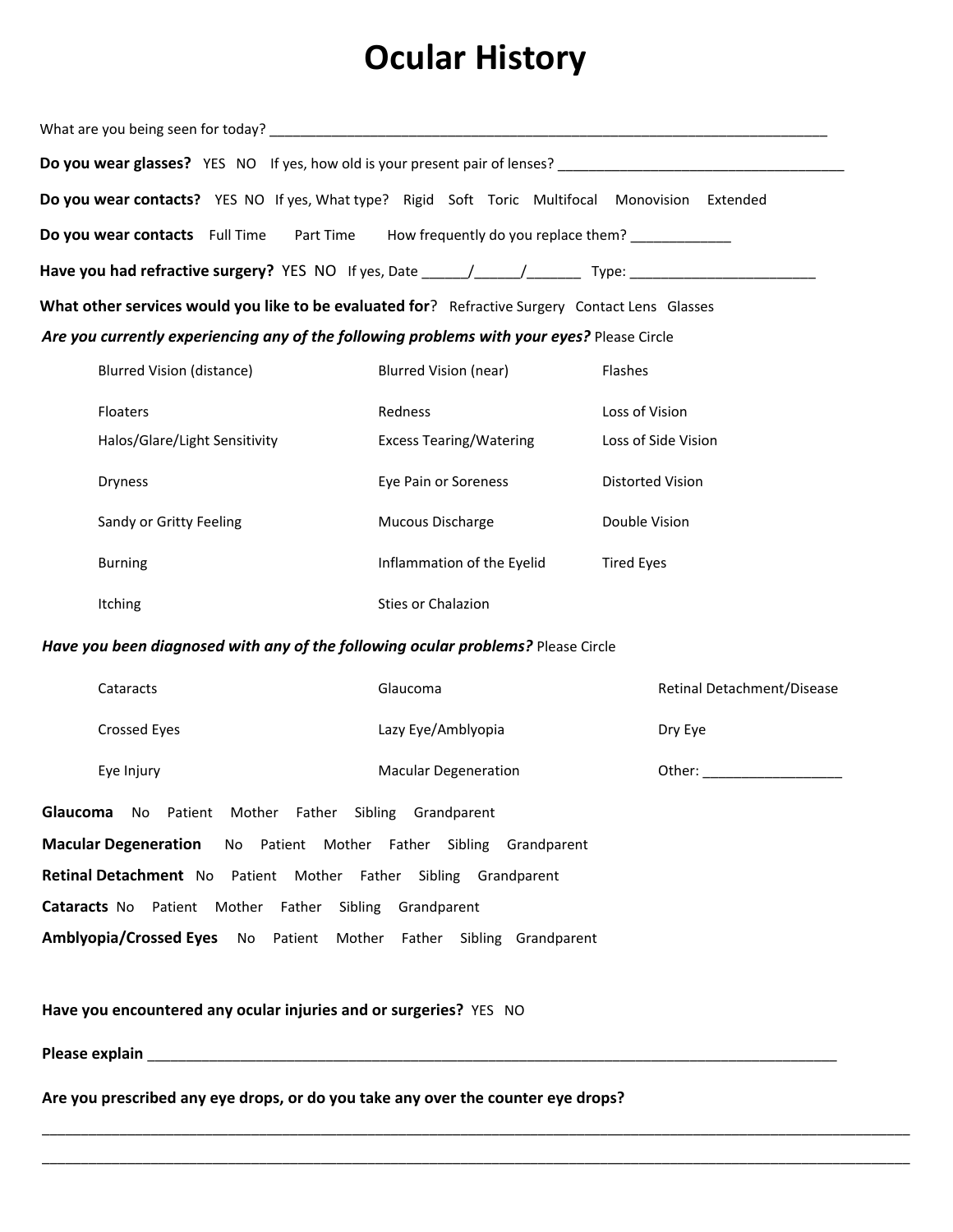# Ocular History

What are you being seen for today? ___________________________________________________________________________

**Do you wear glasses?** YES NO If yes, how old is your present pair of lenses? _____________________________________

**Do you wear contacts?** YES NO If yes, What type? Rigid Soft Toric Multifocal Monovision Extended

**Do you wear contacts** Full Time Part Time How frequently do you replace them? _____________

**Have you had refractive surgery?** YES NO If yes, Date ______/______/_______ Type: ________________________

**What other services would you like to be evaluated for**? Refractive Surgery Contact Lens Glasses

***Are you currently experiencing any of the following problems with your eyes?*** Please Circle

| | | |
|---|---|---|
| Blurred Vision (distance) | Blurred Vision (near) | Flashes |
| Floaters | Redness | Loss of Vision |
| Halos/Glare/Light Sensitivity | Excess Tearing/Watering | Loss of Side Vision |
| Dryness | Eye Pain or Soreness | Distorted Vision |
| Sandy or Gritty Feeling | Mucous Discharge | Double Vision |
| Burning | Inflammation of the Eyelid | Tired Eyes |
| Itching | Sties or Chalazion | |

***Have you been diagnosed with any of the following ocular problems?*** Please Circle

| | | |
|---|---|---|
| Cataracts | Glaucoma | Retinal Detachment/Disease |
| Crossed Eyes | Lazy Eye/Amblyopia | Dry Eye |
| Eye Injury | Macular Degeneration | Other: __________________ |

**Glaucoma** No Patient Mother Father Sibling Grandparent

**Macular Degeneration** No Patient Mother Father Sibling Grandparent

**Retinal Detachment** No Patient Mother Father Sibling Grandparent

**Cataracts** No Patient Mother Father Sibling Grandparent

**Amblyopia/Crossed Eyes** No Patient Mother Father Sibling Grandparent

**Have you encountered any ocular injuries and or surgeries?** YES NO

**Please explain** ______________________________________________________________________________________

**Are you prescribed any eye drops, or do you take any over the counter eye drops?**

_______________________________________________________________________________________________________

_______________________________________________________________________________________________________